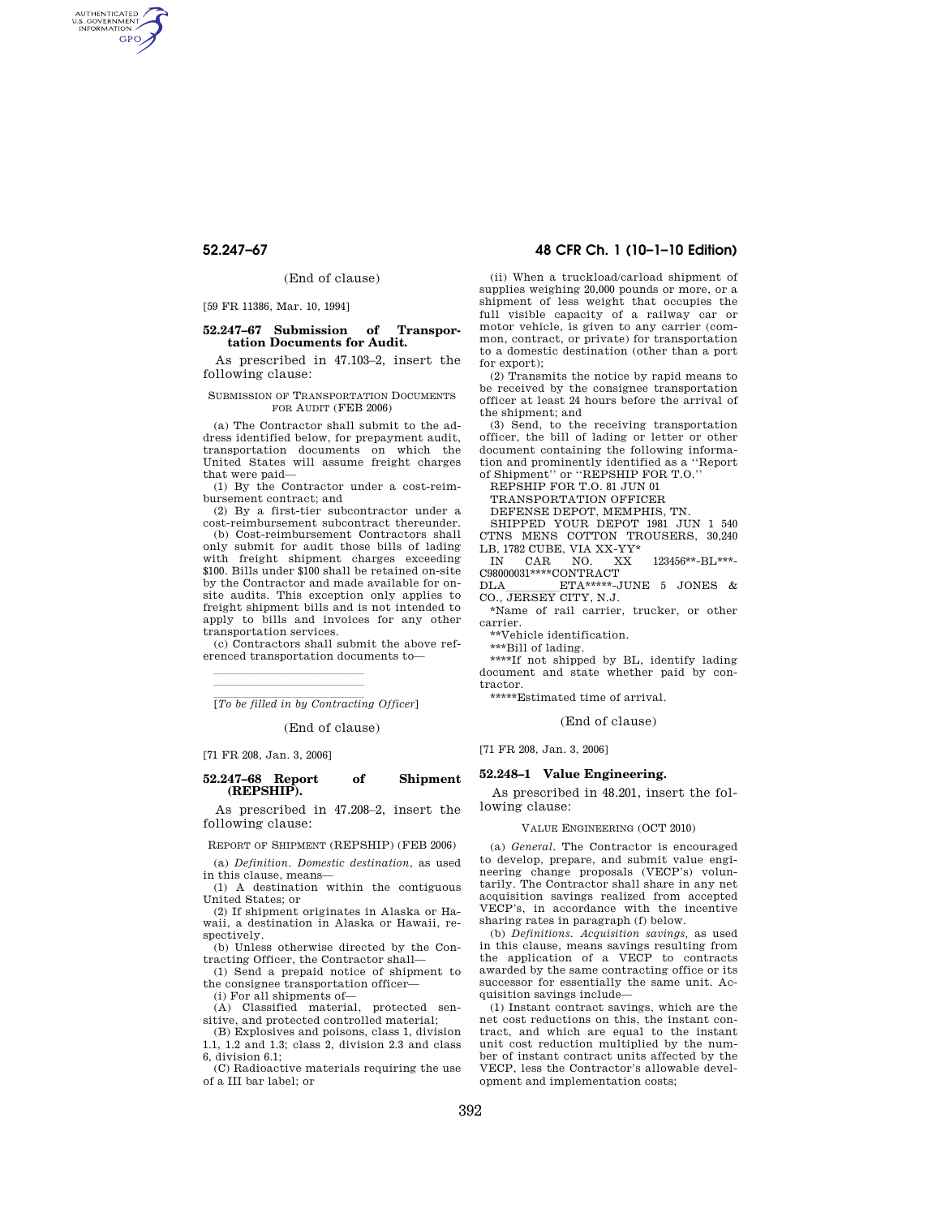(End of clause)

[59 FR 11386, Mar. 10, 1994]

### 52.247–67 Submission of Transportation Documents for Audit.

As prescribed in 47.103–2, insert the following clause:

SUBMISSION OF TRANSPORTATION DOCUMENTS FOR AUDIT (FEB 2006)

(a) The Contractor shall submit to the address identified below, for prepayment audit, transportation documents on which the United States will assume freight charges that were paid—

(1) By the Contractor under a cost-reimbursement contract; and

(2) By a first-tier subcontractor under a cost-reimbursement subcontract thereunder.

(b) Cost-reimbursement Contractors shall only submit for audit those bills of lading with freight shipment charges exceeding $100. Bills under $100 shall be retained on-site by the Contractor and made available for on-site audits. This exception only applies to freight shipment bills and is not intended to apply to bills and invoices for any other transportation services.

(c) Contractors shall submit the above referenced transportation documents to—

\_\_\_\_\_\_\_\_\_\_\_\_\_\_\_\_\_\_\_\_\_\_\_\_\_\_\_\_

\_\_\_\_\_\_\_\_\_\_\_\_\_\_\_\_\_\_\_\_\_\_\_\_\_\_\_\_

\_\_\_\_\_\_\_\_\_\_\_\_\_\_\_\_\_\_\_\_\_\_\_\_\_\_\_\_

[*To be filled in by Contracting Officer*]

(End of clause)

[71 FR 208, Jan. 3, 2006]

### 52.247–68 Report of Shipment (REPSHIP).

As prescribed in 47.208–2, insert the following clause:

REPORT OF SHIPMENT (REPSHIP) (FEB 2006)

(a) *Definition. Domestic destination*, as used in this clause, means—

(1) A destination within the contiguous United States; or

(2) If shipment originates in Alaska or Hawaii, a destination in Alaska or Hawaii, respectively.

(b) Unless otherwise directed by the Contracting Officer, the Contractor shall—

(1) Send a prepaid notice of shipment to the consignee transportation officer—

(i) For all shipments of—

(A) Classified material, protected sensitive, and protected controlled material;

(B) Explosives and poisons, class 1, division 1.1, 1.2 and 1.3; class 2, division 2.3 and class 6, division 6.1;

(C) Radioactive materials requiring the use of a III bar label; or

(ii) When a truckload/carload shipment of supplies weighing 20,000 pounds or more, or a shipment of less weight that occupies the full visible capacity of a railway car or motor vehicle, is given to any carrier (common, contract, or private) for transportation to a domestic destination (other than a port for export);

(2) Transmits the notice by rapid means to be received by the consignee transportation officer at least 24 hours before the arrival of the shipment; and

(3) Send, to the receiving transportation officer, the bill of lading or letter or other document containing the following information and prominently identified as a ''Report of Shipment'' or ''REPSHIP FOR T.O.''

REPSHIP FOR T.O. 81 JUN 01

TRANSPORTATION OFFICER

DEFENSE DEPOT, MEMPHIS, TN.

SHIPPED YOUR DEPOT 1981 JUN 1 540 CTNS MENS COTTON TROUSERS, 30,240 LB, 1782 CUBE, VIA XX-YY*

IN CAR NO. XX 123456**-BL***-C98000031****CONTRACT

DLA\_\_\_\_\_\_\_\_ETA*****-JUNE 5 JONES & CO., JERSEY CITY, N.J.

*Name of rail carrier, trucker, or other carrier.

**Vehicle identification.

***Bill of lading.

****If not shipped by BL, identify lading document and state whether paid by contractor.

*****Estimated time of arrival.

(End of clause)

[71 FR 208, Jan. 3, 2006]

### 52.248–1 Value Engineering.

As prescribed in 48.201, insert the following clause:

VALUE ENGINEERING (OCT 2010)

(a) *General.* The Contractor is encouraged to develop, prepare, and submit value engineering change proposals (VECP's) voluntarily. The Contractor shall share in any net acquisition savings realized from accepted VECP's, in accordance with the incentive sharing rates in paragraph (f) below.

(b) *Definitions. Acquisition savings*, as used in this clause, means savings resulting from the application of a VECP to contracts awarded by the same contracting office or its successor for essentially the same unit. Acquisition savings include—

(1) Instant contract savings, which are the net cost reductions on this, the instant contract, and which are equal to the instant unit cost reduction multiplied by the number of instant contract units affected by the VECP, less the Contractor's allowable development and implementation costs;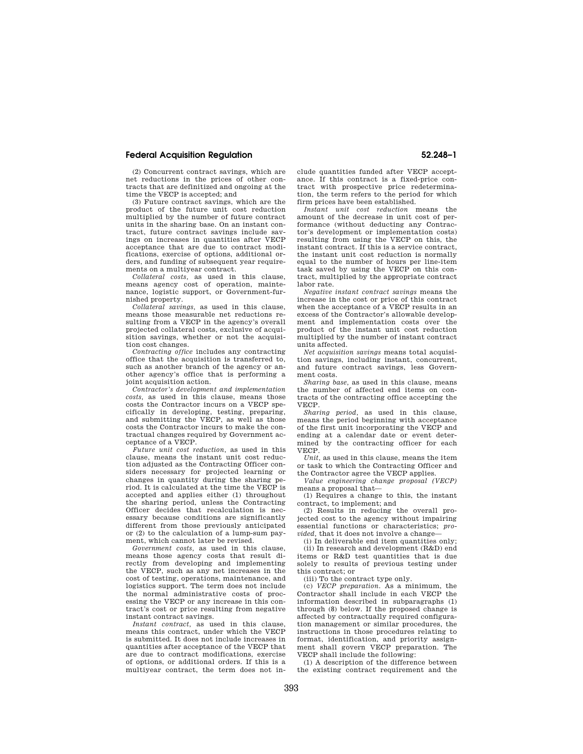(2) Concurrent contract savings, which are net reductions in the prices of other contracts that are definitized and ongoing at the time the VECP is accepted; and

(3) Future contract savings, which are the product of the future unit cost reduction multiplied by the number of future contract units in the sharing base. On an instant contract, future contract savings include savings on increases in quantities after VECP acceptance that are due to contract modifications, exercise of options, additional orders, and funding of subsequent year requirements on a multiyear contract.

*Collateral costs,* as used in this clause, means agency cost of operation, maintenance, logistic support, or Government-furnished property.

*Collateral savings,* as used in this clause, means those measurable net reductions resulting from a VECP in the agency's overall projected collateral costs, exclusive of acquisition savings, whether or not the acquisition cost changes.

*Contracting office* includes any contracting office that the acquisition is transferred to, such as another branch of the agency or another agency's office that is performing a joint acquisition action.

*Contractor's development and implementation costs,* as used in this clause, means those costs the Contractor incurs on a VECP specifically in developing, testing, preparing, and submitting the VECP, as well as those costs the Contractor incurs to make the contractual changes required by Government acceptance of a VECP.

*Future unit cost reduction,* as used in this clause, means the instant unit cost reduction adjusted as the Contracting Officer considers necessary for projected learning or changes in quantity during the sharing period. It is calculated at the time the VECP is accepted and applies either (1) throughout the sharing period, unless the Contracting Officer decides that recalculation is necessary because conditions are significantly different from those previously anticipated or (2) to the calculation of a lump-sum payment, which cannot later be revised.

*Government costs,* as used in this clause, means those agency costs that result directly from developing and implementing the VECP, such as any net increases in the cost of testing, operations, maintenance, and logistics support. The term does not include the normal administrative costs of processing the VECP or any increase in this contract's cost or price resulting from negative instant contract savings.

*Instant contract,* as used in this clause, means this contract, under which the VECP is submitted. It does not include increases in quantities after acceptance of the VECP that are due to contract modifications, exercise of options, or additional orders. If this is a multiyear contract, the term does not include quantities funded after VECP acceptance. If this contract is a fixed-price contract with prospective price redetermination, the term refers to the period for which firm prices have been established.

*Instant unit cost reduction* means the amount of the decrease in unit cost of performance (without deducting any Contractor's development or implementation costs) resulting from using the VECP on this, the instant contract. If this is a service contract, the instant unit cost reduction is normally equal to the number of hours per line-item task saved by using the VECP on this contract, multiplied by the appropriate contract labor rate.

*Negative instant contract savings* means the increase in the cost or price of this contract when the acceptance of a VECP results in an excess of the Contractor's allowable development and implementation costs over the product of the instant unit cost reduction multiplied by the number of instant contract units affected.

*Net acquisition savings* means total acquisition savings, including instant, concurrent, and future contract savings, less Government costs.

*Sharing base,* as used in this clause, means the number of affected end items on contracts of the contracting office accepting the VECP.

*Sharing period,* as used in this clause, means the period beginning with acceptance of the first unit incorporating the VECP and ending at a calendar date or event determined by the contracting officer for each VECP.

*Unit,* as used in this clause, means the item or task to which the Contracting Officer and the Contractor agree the VECP applies.

*Value engineering change proposal (VECP)* means a proposal that—

(1) Requires a change to this, the instant contract, to implement; and

(2) Results in reducing the overall projected cost to the agency without impairing essential functions or characteristics; *provided,* that it does not involve a change—

(i) In deliverable end item quantities only;

(ii) In research and development (R&D) end items or R&D test quantities that is due solely to results of previous testing under this contract; or

(iii) To the contract type only.

(c) *VECP preparation.* As a minimum, the Contractor shall include in each VECP the information described in subparagraphs (1) through (8) below. If the proposed change is affected by contractually required configuration management or similar procedures, the instructions in those procedures relating to format, identification, and priority assignment shall govern VECP preparation. The VECP shall include the following:

(1) A description of the difference between the existing contract requirement and the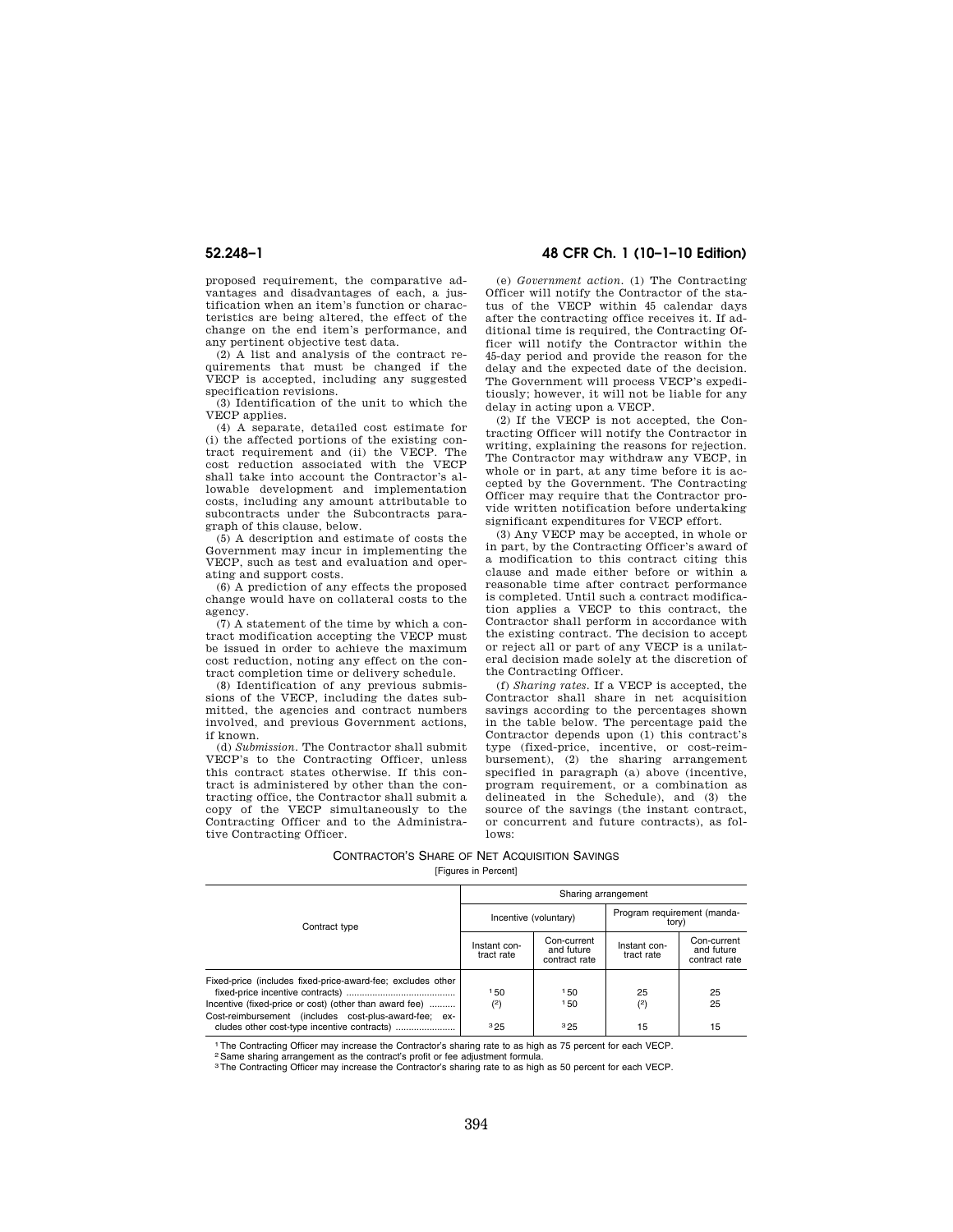proposed requirement, the comparative advantages and disadvantages of each, a justification when an item's function or characteristics are being altered, the effect of the change on the end item's performance, and any pertinent objective test data.

(2) A list and analysis of the contract requirements that must be changed if the VECP is accepted, including any suggested specification revisions.

(3) Identification of the unit to which the VECP applies.

(4) A separate, detailed cost estimate for (i) the affected portions of the existing contract requirement and (ii) the VECP. The cost reduction associated with the VECP shall take into account the Contractor's allowable development and implementation costs, including any amount attributable to subcontracts under the Subcontracts paragraph of this clause, below.

(5) A description and estimate of costs the Government may incur in implementing the VECP, such as test and evaluation and operating and support costs.

(6) A prediction of any effects the proposed change would have on collateral costs to the agency.

(7) A statement of the time by which a contract modification accepting the VECP must be issued in order to achieve the maximum cost reduction, noting any effect on the contract completion time or delivery schedule.

(8) Identification of any previous submissions of the VECP, including the dates submitted, the agencies and contract numbers involved, and previous Government actions, if known.

(d) *Submission.* The Contractor shall submit VECP's to the Contracting Officer, unless this contract states otherwise. If this contract is administered by other than the contracting office, the Contractor shall submit a copy of the VECP simultaneously to the Contracting Officer and to the Administrative Contracting Officer.

(e) *Government action.* (1) The Contracting Officer will notify the Contractor of the status of the VECP within 45 calendar days after the contracting office receives it. If additional time is required, the Contracting Officer will notify the Contractor within the 45-day period and provide the reason for the delay and the expected date of the decision. The Government will process VECP's expeditiously; however, it will not be liable for any delay in acting upon a VECP.

(2) If the VECP is not accepted, the Contracting Officer will notify the Contractor in writing, explaining the reasons for rejection. The Contractor may withdraw any VECP, in whole or in part, at any time before it is accepted by the Government. The Contracting Officer may require that the Contractor provide written notification before undertaking significant expenditures for VECP effort.

(3) Any VECP may be accepted, in whole or in part, by the Contracting Officer's award of a modification to this contract citing this clause and made either before or within a reasonable time after contract performance is completed. Until such a contract modification applies a VECP to this contract, the Contractor shall perform in accordance with the existing contract. The decision to accept or reject all or part of any VECP is a unilateral decision made solely at the discretion of the Contracting Officer.

(f) *Sharing rates.* If a VECP is accepted, the Contractor shall share in net acquisition savings according to the percentages shown in the table below. The percentage paid the Contractor depends upon (1) this contract's type (fixed-price, incentive, or cost-reimbursement), (2) the sharing arrangement specified in paragraph (a) above (incentive, program requirement, or a combination as delineated in the Schedule), and (3) the source of the savings (the instant contract, or concurrent and future contracts), as follows:

CONTRACTOR'S SHARE OF NET ACQUISITION SAVINGS

[Figures in Percent]

| Contract type | Sharing arrangement | | | |
|---|---|---|---|---|
| | Incentive (voluntary) | | Program requirement (mandatory) | |
| | Instant contract rate | Con-current and future contract rate | Instant contract rate | Con-current and future contract rate |
| Fixed-price (includes fixed-price-award-fee; excludes other fixed-price incentive contracts) | [1] 50 | [1] 50 | 25 | 25 |
| Incentive (fixed-price or cost) (other than award fee) | ([2]) | [1] 50 | ([2]) | 25 |
| Cost-reimbursement (includes cost-plus-award-fee; excludes other cost-type incentive contracts) | [3] 25 | [3] 25 | 15 | 15 |

[1] The Contracting Officer may increase the Contractor's sharing rate to as high as 75 percent for each VECP.

[2] Same sharing arrangement as the contract's profit or fee adjustment formula.

[3] The Contracting Officer may increase the Contractor's sharing rate to as high as 50 percent for each VECP.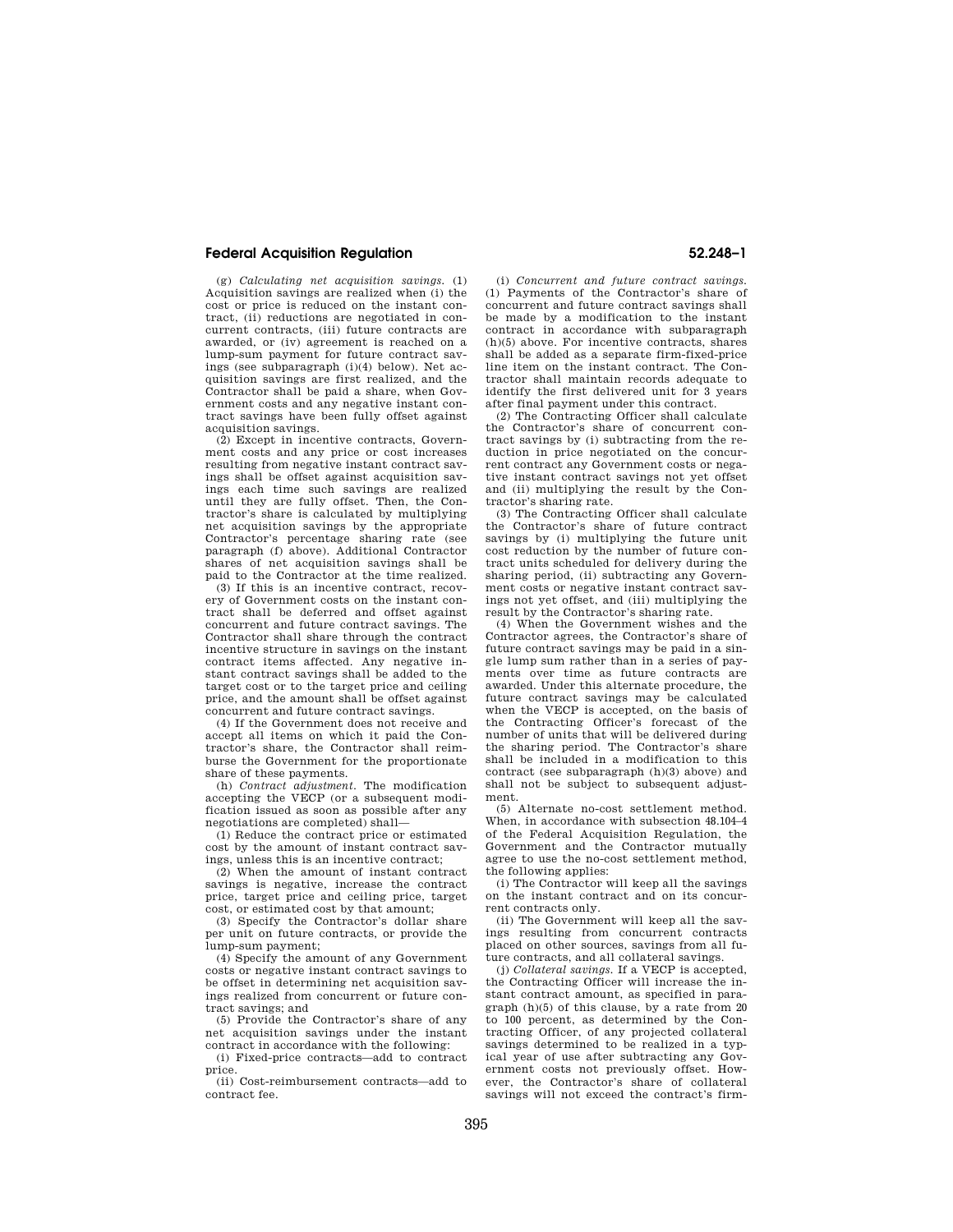(g) *Calculating net acquisition savings.* (1) Acquisition savings are realized when (i) the cost or price is reduced on the instant contract, (ii) reductions are negotiated in concurrent contracts, (iii) future contracts are awarded, or (iv) agreement is reached on a lump-sum payment for future contract savings (see subparagraph (i)(4) below). Net acquisition savings are first realized, and the Contractor shall be paid a share, when Government costs and any negative instant contract savings have been fully offset against acquisition savings.

(2) Except in incentive contracts, Government costs and any price or cost increases resulting from negative instant contract savings shall be offset against acquisition savings each time such savings are realized until they are fully offset. Then, the Contractor's share is calculated by multiplying net acquisition savings by the appropriate Contractor's percentage sharing rate (see paragraph (f) above). Additional Contractor shares of net acquisition savings shall be paid to the Contractor at the time realized.

(3) If this is an incentive contract, recovery of Government costs on the instant contract shall be deferred and offset against concurrent and future contract savings. The Contractor shall share through the contract incentive structure in savings on the instant contract items affected. Any negative instant contract savings shall be added to the target cost or to the target price and ceiling price, and the amount shall be offset against concurrent and future contract savings.

(4) If the Government does not receive and accept all items on which it paid the Contractor's share, the Contractor shall reimburse the Government for the proportionate share of these payments.

(h) *Contract adjustment.* The modification accepting the VECP (or a subsequent modification issued as soon as possible after any negotiations are completed) shall—

(1) Reduce the contract price or estimated cost by the amount of instant contract savings, unless this is an incentive contract;

(2) When the amount of instant contract savings is negative, increase the contract price, target price and ceiling price, target cost, or estimated cost by that amount;

(3) Specify the Contractor's dollar share per unit on future contracts, or provide the lump-sum payment;

(4) Specify the amount of any Government costs or negative instant contract savings to be offset in determining net acquisition savings realized from concurrent or future contract savings; and

(5) Provide the Contractor's share of any net acquisition savings under the instant contract in accordance with the following:

(i) Fixed-price contracts—add to contract price.

(ii) Cost-reimbursement contracts—add to contract fee.

(i) *Concurrent and future contract savings.* (1) Payments of the Contractor's share of concurrent and future contract savings shall be made by a modification to the instant contract in accordance with subparagraph (h)(5) above. For incentive contracts, shares shall be added as a separate firm-fixed-price line item on the instant contract. The Contractor shall maintain records adequate to identify the first delivered unit for 3 years after final payment under this contract.

(2) The Contracting Officer shall calculate the Contractor's share of concurrent contract savings by (i) subtracting from the reduction in price negotiated on the concurrent contract any Government costs or negative instant contract savings not yet offset and (ii) multiplying the result by the Contractor's sharing rate.

(3) The Contracting Officer shall calculate the Contractor's share of future contract savings by (i) multiplying the future unit cost reduction by the number of future contract units scheduled for delivery during the sharing period, (ii) subtracting any Government costs or negative instant contract savings not yet offset, and (iii) multiplying the result by the Contractor's sharing rate.

(4) When the Government wishes and the Contractor agrees, the Contractor's share of future contract savings may be paid in a single lump sum rather than in a series of payments over time as future contracts are awarded. Under this alternate procedure, the future contract savings may be calculated when the VECP is accepted, on the basis of the Contracting Officer's forecast of the number of units that will be delivered during the sharing period. The Contractor's share shall be included in a modification to this contract (see subparagraph (h)(3) above) and shall not be subject to subsequent adjustment.

(5) Alternate no-cost settlement method. When, in accordance with subsection 48.104–4 of the Federal Acquisition Regulation, the Government and the Contractor mutually agree to use the no-cost settlement method, the following applies:

(i) The Contractor will keep all the savings on the instant contract and on its concurrent contracts only.

(ii) The Government will keep all the savings resulting from concurrent contracts placed on other sources, savings from all future contracts, and all collateral savings.

(j) *Collateral savings.* If a VECP is accepted, the Contracting Officer will increase the instant contract amount, as specified in paragraph (h)(5) of this clause, by a rate from 20 to 100 percent, as determined by the Contracting Officer, of any projected collateral savings determined to be realized in a typical year of use after subtracting any Government costs not previously offset. However, the Contractor's share of collateral savings will not exceed the contract's firm-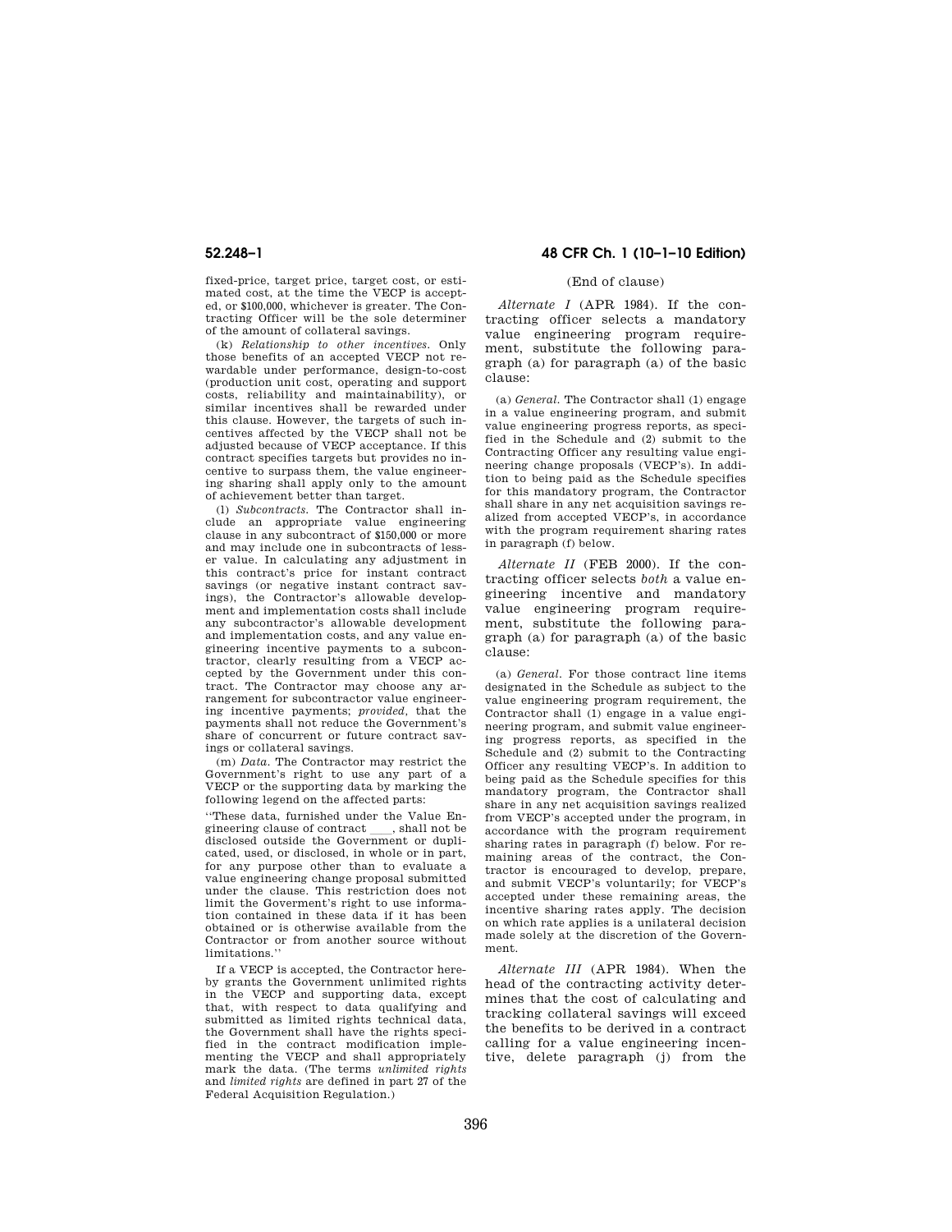fixed-price, target price, target cost, or estimated cost, at the time the VECP is accepted, or $100,000, whichever is greater. The Contracting Officer will be the sole determiner of the amount of collateral savings.

(k) *Relationship to other incentives.* Only those benefits of an accepted VECP not rewardable under performance, design-to-cost (production unit cost, operating and support costs, reliability and maintainability), or similar incentives shall be rewarded under this clause. However, the targets of such incentives affected by the VECP shall not be adjusted because of VECP acceptance. If this contract specifies targets but provides no incentive to surpass them, the value engineering sharing shall apply only to the amount of achievement better than target.

(l) *Subcontracts.* The Contractor shall include an appropriate value engineering clause in any subcontract of $150,000 or more and may include one in subcontracts of lesser value. In calculating any adjustment in this contract's price for instant contract savings (or negative instant contract savings), the Contractor's allowable development and implementation costs shall include any subcontractor's allowable development and implementation costs, and any value engineering incentive payments to a subcontractor, clearly resulting from a VECP accepted by the Government under this contract. The Contractor may choose any arrangement for subcontractor value engineering incentive payments; *provided,* that the payments shall not reduce the Government's share of concurrent or future contract savings or collateral savings.

(m) *Data.* The Contractor may restrict the Government's right to use any part of a VECP or the supporting data by marking the following legend on the affected parts:

''These data, furnished under the Value Engineering clause of contract ____, shall not be disclosed outside the Government or duplicated, used, or disclosed, in whole or in part, for any purpose other than to evaluate a value engineering change proposal submitted under the clause. This restriction does not limit the Goverment's right to use information contained in these data if it has been obtained or is otherwise available from the Contractor or from another source without limitations.''

If a VECP is accepted, the Contractor hereby grants the Government unlimited rights in the VECP and supporting data, except that, with respect to data qualifying and submitted as limited rights technical data, the Government shall have the rights specified in the contract modification implementing the VECP and shall appropriately mark the data. (The terms *unlimited rights* and *limited rights* are defined in part 27 of the Federal Acquisition Regulation.)

(End of clause)

*Alternate I* (APR 1984). If the contracting officer selects a mandatory value engineering program requirement, substitute the following paragraph (a) for paragraph (a) of the basic clause:

(a) *General.* The Contractor shall (1) engage in a value engineering program, and submit value engineering progress reports, as specified in the Schedule and (2) submit to the Contracting Officer any resulting value engineering change proposals (VECP's). In addition to being paid as the Schedule specifies for this mandatory program, the Contractor shall share in any net acquisition savings realized from accepted VECP's, in accordance with the program requirement sharing rates in paragraph (f) below.

*Alternate II* (FEB 2000). If the contracting officer selects *both* a value engineering incentive and mandatory value engineering program requirement, substitute the following paragraph (a) for paragraph (a) of the basic clause:

(a) *General.* For those contract line items designated in the Schedule as subject to the value engineering program requirement, the Contractor shall (1) engage in a value engineering program, and submit value engineering progress reports, as specified in the Schedule and (2) submit to the Contracting Officer any resulting VECP's. In addition to being paid as the Schedule specifies for this mandatory program, the Contractor shall share in any net acquisition savings realized from VECP's accepted under the program, in accordance with the program requirement sharing rates in paragraph (f) below. For remaining areas of the contract, the Contractor is encouraged to develop, prepare, and submit VECP's voluntarily; for VECP's accepted under these remaining areas, the incentive sharing rates apply. The decision on which rate applies is a unilateral decision made solely at the discretion of the Government.

*Alternate III* (APR 1984). When the head of the contracting activity determines that the cost of calculating and tracking collateral savings will exceed the benefits to be derived in a contract calling for a value engineering incentive, delete paragraph (j) from the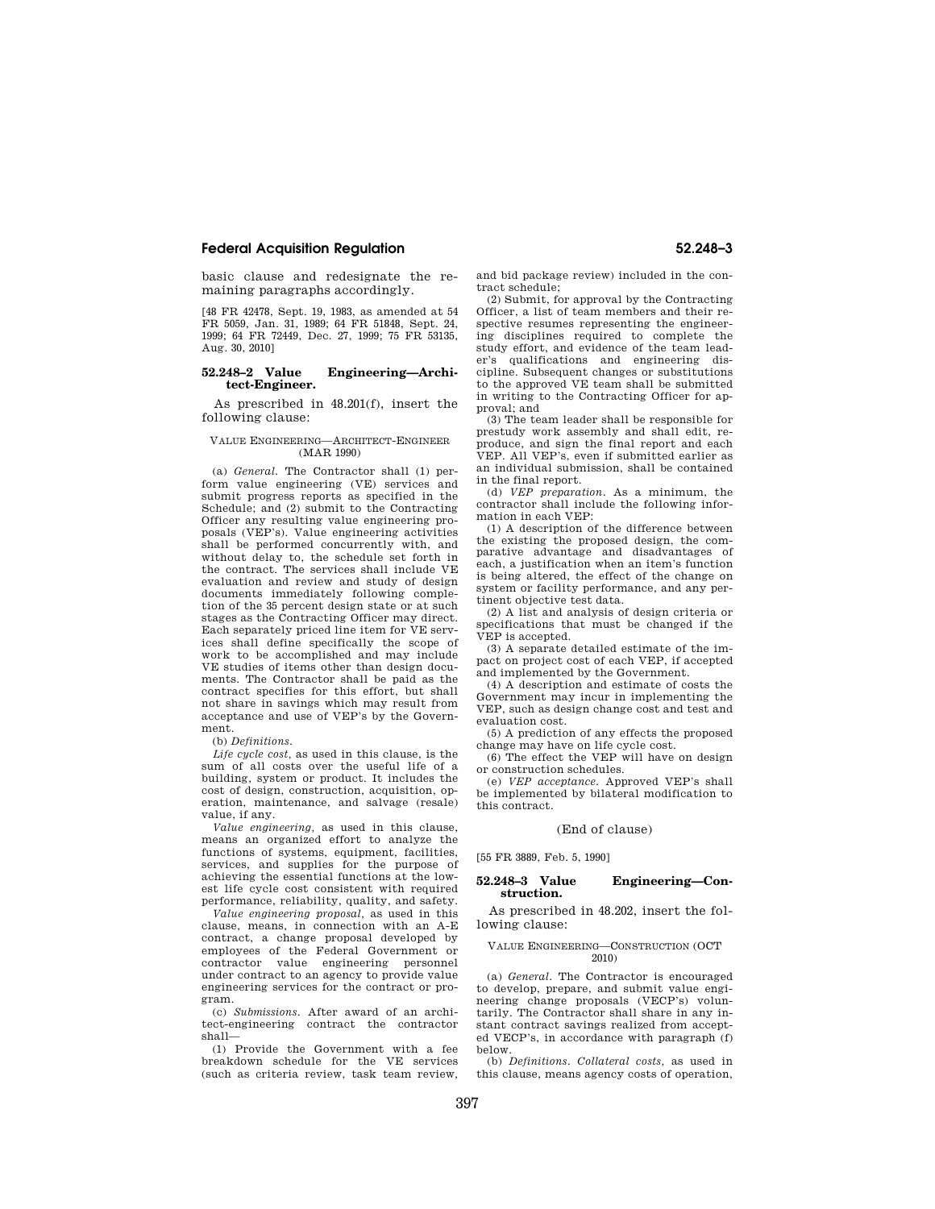basic clause and redesignate the remaining paragraphs accordingly.

[48 FR 42478, Sept. 19, 1983, as amended at 54 FR 5059, Jan. 31, 1989; 64 FR 51848, Sept. 24, 1999; 64 FR 72449, Dec. 27, 1999; 75 FR 53135, Aug. 30, 2010]

### 52.248–2 Value Engineering—Architect-Engineer.

As prescribed in 48.201(f), insert the following clause:

VALUE ENGINEERING—ARCHITECT-ENGINEER (MAR 1990)

(a) *General.* The Contractor shall (1) perform value engineering (VE) services and submit progress reports as specified in the Schedule; and (2) submit to the Contracting Officer any resulting value engineering proposals (VEP's). Value engineering activities shall be performed concurrently with, and without delay to, the schedule set forth in the contract. The services shall include VE evaluation and review and study of design documents immediately following completion of the 35 percent design state or at such stages as the Contracting Officer may direct. Each separately priced line item for VE services shall define specifically the scope of work to be accomplished and may include VE studies of items other than design documents. The Contractor shall be paid as the contract specifies for this effort, but shall not share in savings which may result from acceptance and use of VEP's by the Government.

(b) *Definitions.*

*Life cycle cost,* as used in this clause, is the sum of all costs over the useful life of a building, system or product. It includes the cost of design, construction, acquisition, operation, maintenance, and salvage (resale) value, if any.

*Value engineering,* as used in this clause, means an organized effort to analyze the functions of systems, equipment, facilities, services, and supplies for the purpose of achieving the essential functions at the lowest life cycle cost consistent with required performance, reliability, quality, and safety.

*Value engineering proposal,* as used in this clause, means, in connection with an A-E contract, a change proposal developed by employees of the Federal Government or contractor value engineering personnel under contract to an agency to provide value engineering services for the contract or program.

(c) *Submissions.* After award of an architect-engineering contract the contractor shall—

(1) Provide the Government with a fee breakdown schedule for the VE services (such as criteria review, task team review, and bid package review) included in the contract schedule;

(2) Submit, for approval by the Contracting Officer, a list of team members and their respective resumes representing the engineering disciplines required to complete the study effort, and evidence of the team leader's qualifications and engineering discipline. Subsequent changes or substitutions to the approved VE team shall be submitted in writing to the Contracting Officer for approval; and

(3) The team leader shall be responsible for prestudy work assembly and shall edit, reproduce, and sign the final report and each VEP. All VEP's, even if submitted earlier as an individual submission, shall be contained in the final report.

(d) *VEP preparation.* As a minimum, the contractor shall include the following information in each VEP:

(1) A description of the difference between the existing the proposed design, the comparative advantage and disadvantages of each, a justification when an item's function is being altered, the effect of the change on system or facility performance, and any pertinent objective test data.

(2) A list and analysis of design criteria or specifications that must be changed if the VEP is accepted.

(3) A separate detailed estimate of the impact on project cost of each VEP, if accepted and implemented by the Government.

(4) A description and estimate of costs the Government may incur in implementing the VEP, such as design change cost and test and evaluation cost.

(5) A prediction of any effects the proposed change may have on life cycle cost.

(6) The effect the VEP will have on design or construction schedules.

(e) *VEP acceptance.* Approved VEP's shall be implemented by bilateral modification to this contract.

(End of clause)

[55 FR 3889, Feb. 5, 1990]

### 52.248–3 Value Engineering—Construction.

As prescribed in 48.202, insert the following clause:

VALUE ENGINEERING—CONSTRUCTION (OCT 2010)

(a) *General.* The Contractor is encouraged to develop, prepare, and submit value engineering change proposals (VECP's) voluntarily. The Contractor shall share in any instant contract savings realized from accepted VECP's, in accordance with paragraph (f) below.

(b) *Definitions. Collateral costs,* as used in this clause, means agency costs of operation,